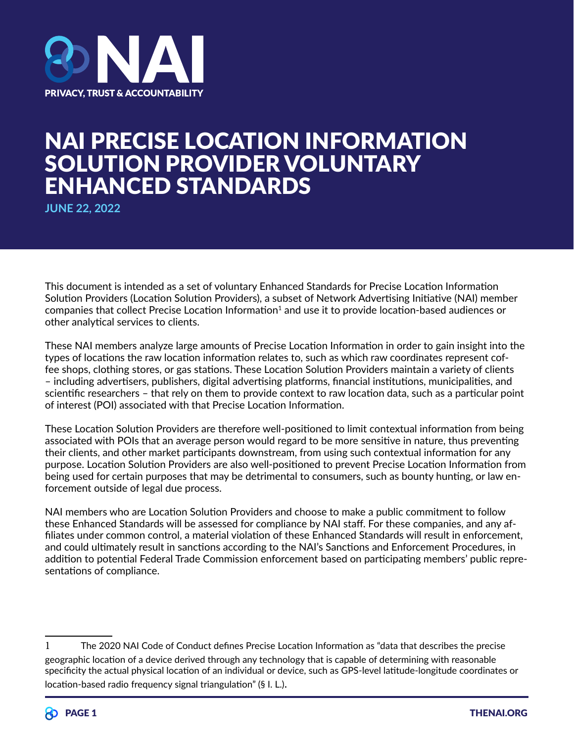# NAI

PRIVACY, TRUST & ACCOUNTABILITY

# NAI PRECISE LOCATION INFORMATION SOLUTION PROVIDER VOLUNTARY ENHANCED STANDARDS

**JUNE 22, 2022**

This document is intended as a set of voluntary Enhanced Standards for Precise Location Information Solution Providers (Location Solution Providers), a subset of Network Advertising Initiative (NAI) member companies that collect Precise Location Information[1] and use it to provide location-based audiences or other analytical services to clients.

These NAI members analyze large amounts of Precise Location Information in order to gain insight into the types of locations the raw location information relates to, such as which raw coordinates represent coffee shops, clothing stores, or gas stations. These Location Solution Providers maintain a variety of clients – including advertisers, publishers, digital advertising platforms, financial institutions, municipalities, and scientific researchers – that rely on them to provide context to raw location data, such as a particular point of interest (POI) associated with that Precise Location Information.

These Location Solution Providers are therefore well-positioned to limit contextual information from being associated with POIs that an average person would regard to be more sensitive in nature, thus preventing their clients, and other market participants downstream, from using such contextual information for any purpose. Location Solution Providers are also well-positioned to prevent Precise Location Information from being used for certain purposes that may be detrimental to consumers, such as bounty hunting, or law enforcement outside of legal due process.

NAI members who are Location Solution Providers and choose to make a public commitment to follow these Enhanced Standards will be assessed for compliance by NAI staff. For these companies, and any affiliates under common control, a material violation of these Enhanced Standards will result in enforcement, and could ultimately result in sanctions according to the NAI's Sanctions and Enforcement Procedures, in addition to potential Federal Trade Commission enforcement based on participating members' public representations of compliance.

---

1 The 2020 NAI Code of Conduct defines Precise Location Information as "data that describes the precise geographic location of a device derived through any technology that is capable of determining with reasonable specificity the actual physical location of an individual or device, such as GPS-level latitude-longitude coordinates or location-based radio frequency signal triangulation" (§ I. L.).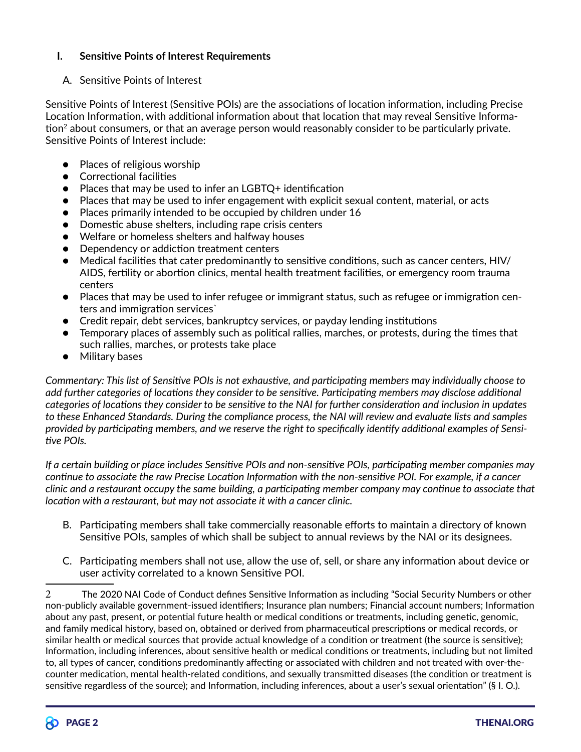## I. Sensitive Points of Interest Requirements

### A. Sensitive Points of Interest

Sensitive Points of Interest (Sensitive POIs) are the associations of location information, including Precise Location Information, with additional information about that location that may reveal Sensitive Information[2] about consumers, or that an average person would reasonably consider to be particularly private. Sensitive Points of Interest include:

- Places of religious worship
- Correctional facilities
- Places that may be used to infer an LGBTQ+ identification
- Places that may be used to infer engagement with explicit sexual content, material, or acts
- Places primarily intended to be occupied by children under 16
- Domestic abuse shelters, including rape crisis centers
- Welfare or homeless shelters and halfway houses
- Dependency or addiction treatment centers
- Medical facilities that cater predominantly to sensitive conditions, such as cancer centers, HIV/AIDS, fertility or abortion clinics, mental health treatment facilities, or emergency room trauma centers
- Places that may be used to infer refugee or immigrant status, such as refugee or immigration centers and immigration services`
- Credit repair, debt services, bankruptcy services, or payday lending institutions
- Temporary places of assembly such as political rallies, marches, or protests, during the times that such rallies, marches, or protests take place
- Military bases

*Commentary: This list of Sensitive POIs is not exhaustive, and participating members may individually choose to add further categories of locations they consider to be sensitive. Participating members may disclose additional categories of locations they consider to be sensitive to the NAI for further consideration and inclusion in updates to these Enhanced Standards. During the compliance process, the NAI will review and evaluate lists and samples provided by participating members, and we reserve the right to specifically identify additional examples of Sensitive POIs.*

*If a certain building or place includes Sensitive POIs and non-sensitive POIs, participating member companies may continue to associate the raw Precise Location Information with the non-sensitive POI. For example, if a cancer clinic and a restaurant occupy the same building, a participating member company may continue to associate that location with a restaurant, but may not associate it with a cancer clinic.*

B. Participating members shall take commercially reasonable efforts to maintain a directory of known Sensitive POIs, samples of which shall be subject to annual reviews by the NAI or its designees.

C. Participating members shall not use, allow the use of, sell, or share any information about device or user activity correlated to a known Sensitive POI.

---

2 The 2020 NAI Code of Conduct defines Sensitive Information as including "Social Security Numbers or other non-publicly available government-issued identifiers; Insurance plan numbers; Financial account numbers; Information about any past, present, or potential future health or medical conditions or treatments, including genetic, genomic, and family medical history, based on, obtained or derived from pharmaceutical prescriptions or medical records, or similar health or medical sources that provide actual knowledge of a condition or treatment (the source is sensitive); Information, including inferences, about sensitive health or medical conditions or treatments, including but not limited to, all types of cancer, conditions predominantly affecting or associated with children and not treated with over-the-counter medication, mental health-related conditions, and sexually transmitted diseases (the condition or treatment is sensitive regardless of the source); and Information, including inferences, about a user's sexual orientation" (§ I. O.).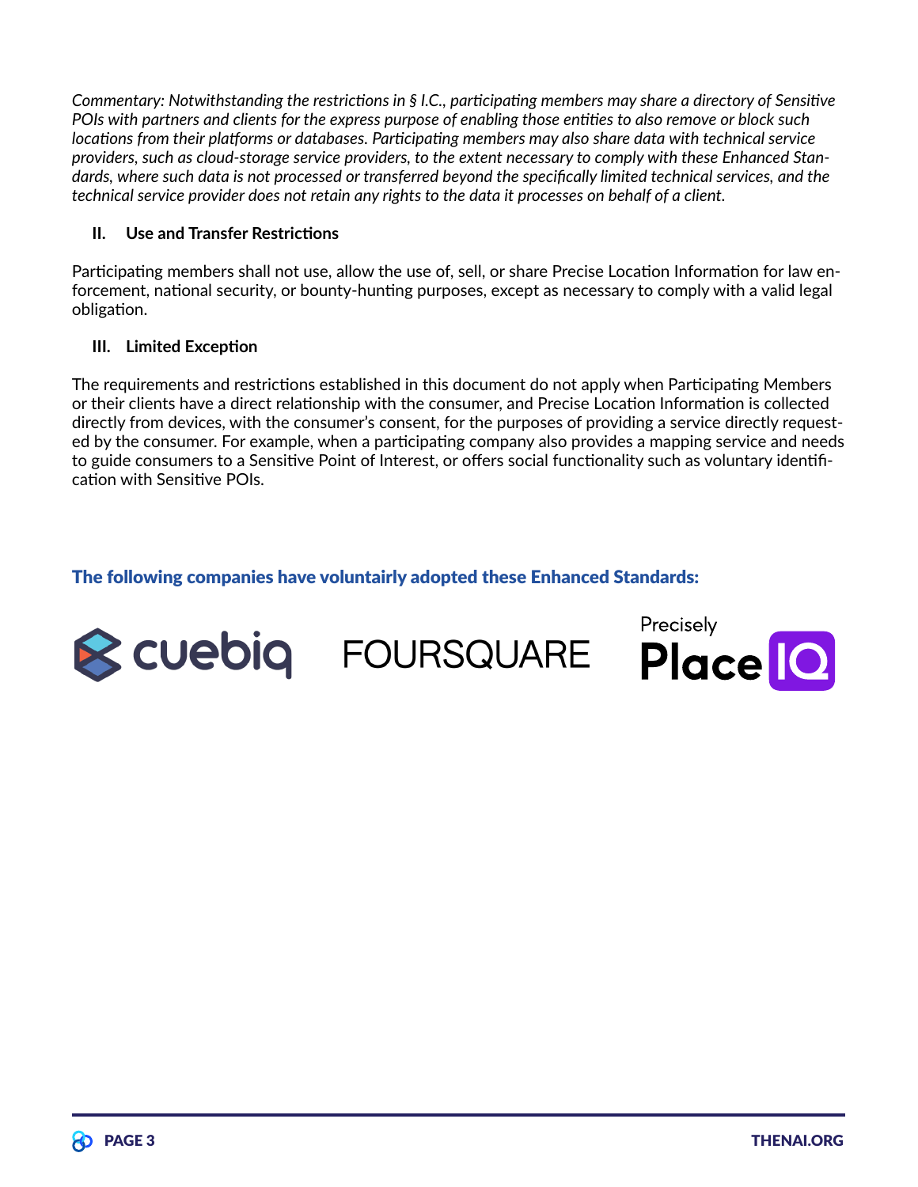*Commentary: Notwithstanding the restrictions in § I.C., participating members may share a directory of Sensitive POIs with partners and clients for the express purpose of enabling those entities to also remove or block such locations from their platforms or databases. Participating members may also share data with technical service providers, such as cloud-storage service providers, to the extent necessary to comply with these Enhanced Standards, where such data is not processed or transferred beyond the specifically limited technical services, and the technical service provider does not retain any rights to the data it processes on behalf of a client.*

## II. Use and Transfer Restrictions

Participating members shall not use, allow the use of, sell, or share Precise Location Information for law enforcement, national security, or bounty-hunting purposes, except as necessary to comply with a valid legal obligation.

## III. Limited Exception

The requirements and restrictions established in this document do not apply when Participating Members or their clients have a direct relationship with the consumer, and Precise Location Information is collected directly from devices, with the consumer's consent, for the purposes of providing a service directly requested by the consumer. For example, when a participating company also provides a mapping service and needs to guide consumers to a Sensitive Point of Interest, or offers social functionality such as voluntary identification with Sensitive POIs.

**The following companies have voluntairly adopted these Enhanced Standards:**

cuebiq

FOURSQUARE

Precisely PlaceIQ